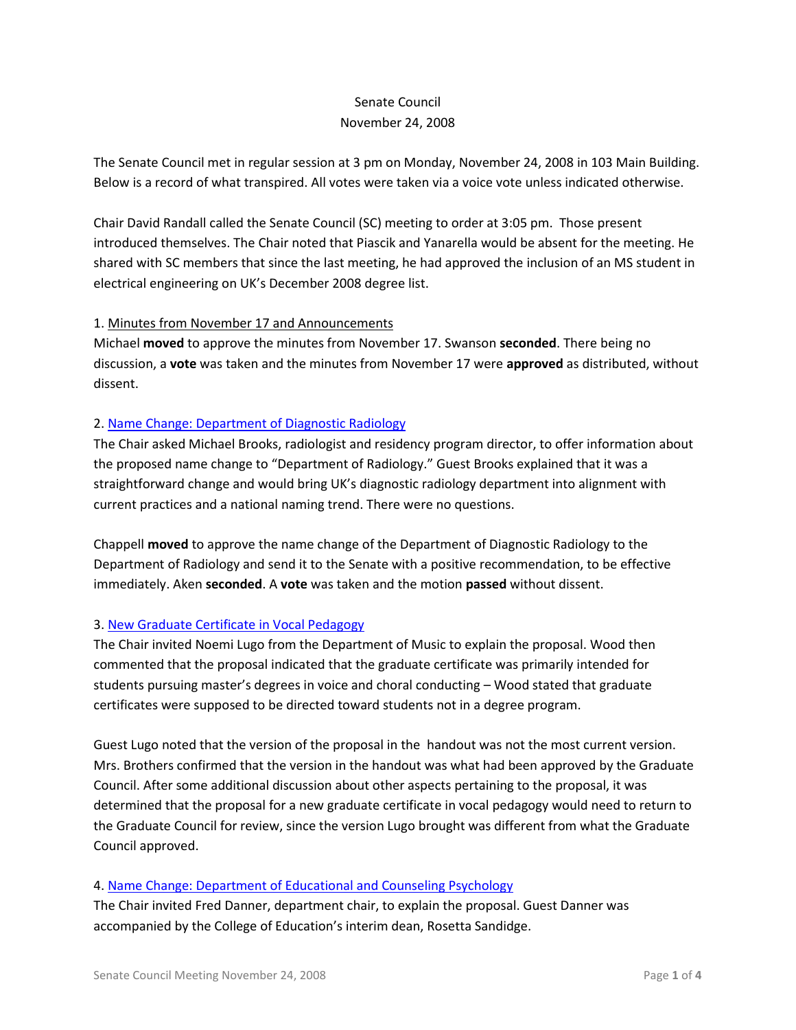Senate Council
November 24, 2008

The Senate Council met in regular session at 3 pm on Monday, November 24, 2008 in 103 Main Building. Below is a record of what transpired. All votes were taken via a voice vote unless indicated otherwise.

Chair David Randall called the Senate Council (SC) meeting to order at 3:05 pm. Those present introduced themselves. The Chair noted that Piascik and Yanarella would be absent for the meeting. He shared with SC members that since the last meeting, he had approved the inclusion of an MS student in electrical engineering on UK's December 2008 degree list.

1. Minutes from November 17 and Announcements

Michael **moved** to approve the minutes from November 17. Swanson **seconded**. There being no discussion, a **vote** was taken and the minutes from November 17 were **approved** as distributed, without dissent.

2. Name Change: Department of Diagnostic Radiology

The Chair asked Michael Brooks, radiologist and residency program director, to offer information about the proposed name change to "Department of Radiology." Guest Brooks explained that it was a straightforward change and would bring UK's diagnostic radiology department into alignment with current practices and a national naming trend. There were no questions.

Chappell **moved** to approve the name change of the Department of Diagnostic Radiology to the Department of Radiology and send it to the Senate with a positive recommendation, to be effective immediately. Aken **seconded**. A **vote** was taken and the motion **passed** without dissent.

3. New Graduate Certificate in Vocal Pedagogy

The Chair invited Noemi Lugo from the Department of Music to explain the proposal. Wood then commented that the proposal indicated that the graduate certificate was primarily intended for students pursuing master's degrees in voice and choral conducting – Wood stated that graduate certificates were supposed to be directed toward students not in a degree program.

Guest Lugo noted that the version of the proposal in the handout was not the most current version. Mrs. Brothers confirmed that the version in the handout was what had been approved by the Graduate Council. After some additional discussion about other aspects pertaining to the proposal, it was determined that the proposal for a new graduate certificate in vocal pedagogy would need to return to the Graduate Council for review, since the version Lugo brought was different from what the Graduate Council approved.

4. Name Change: Department of Educational and Counseling Psychology

The Chair invited Fred Danner, department chair, to explain the proposal. Guest Danner was accompanied by the College of Education's interim dean, Rosetta Sandidge.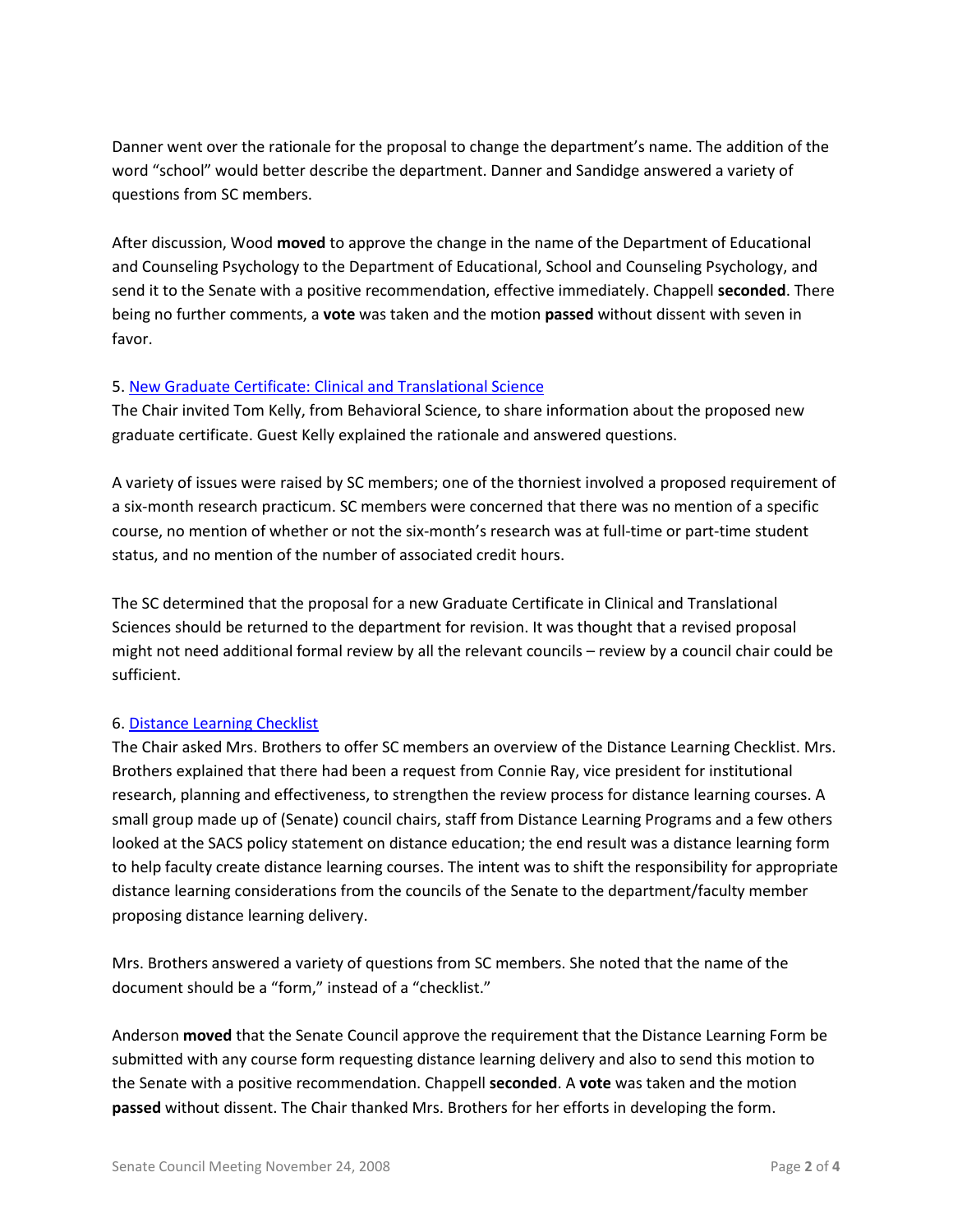Danner went over the rationale for the proposal to change the department's name. The addition of the word "school" would better describe the department. Danner and Sandidge answered a variety of questions from SC members.

After discussion, Wood **moved** to approve the change in the name of the Department of Educational and Counseling Psychology to the Department of Educational, School and Counseling Psychology, and send it to the Senate with a positive recommendation, effective immediately. Chappell **seconded**. There being no further comments, a **vote** was taken and the motion **passed** without dissent with seven in favor.

5. New Graduate Certificate: Clinical and Translational Science

The Chair invited Tom Kelly, from Behavioral Science, to share information about the proposed new graduate certificate. Guest Kelly explained the rationale and answered questions.

A variety of issues were raised by SC members; one of the thorniest involved a proposed requirement of a six-month research practicum. SC members were concerned that there was no mention of a specific course, no mention of whether or not the six-month's research was at full-time or part-time student status, and no mention of the number of associated credit hours.

The SC determined that the proposal for a new Graduate Certificate in Clinical and Translational Sciences should be returned to the department for revision. It was thought that a revised proposal might not need additional formal review by all the relevant councils – review by a council chair could be sufficient.

6. Distance Learning Checklist

The Chair asked Mrs. Brothers to offer SC members an overview of the Distance Learning Checklist. Mrs. Brothers explained that there had been a request from Connie Ray, vice president for institutional research, planning and effectiveness, to strengthen the review process for distance learning courses. A small group made up of (Senate) council chairs, staff from Distance Learning Programs and a few others looked at the SACS policy statement on distance education; the end result was a distance learning form to help faculty create distance learning courses. The intent was to shift the responsibility for appropriate distance learning considerations from the councils of the Senate to the department/faculty member proposing distance learning delivery.

Mrs. Brothers answered a variety of questions from SC members. She noted that the name of the document should be a "form," instead of a "checklist."

Anderson **moved** that the Senate Council approve the requirement that the Distance Learning Form be submitted with any course form requesting distance learning delivery and also to send this motion to the Senate with a positive recommendation. Chappell **seconded**. A **vote** was taken and the motion **passed** without dissent. The Chair thanked Mrs. Brothers for her efforts in developing the form.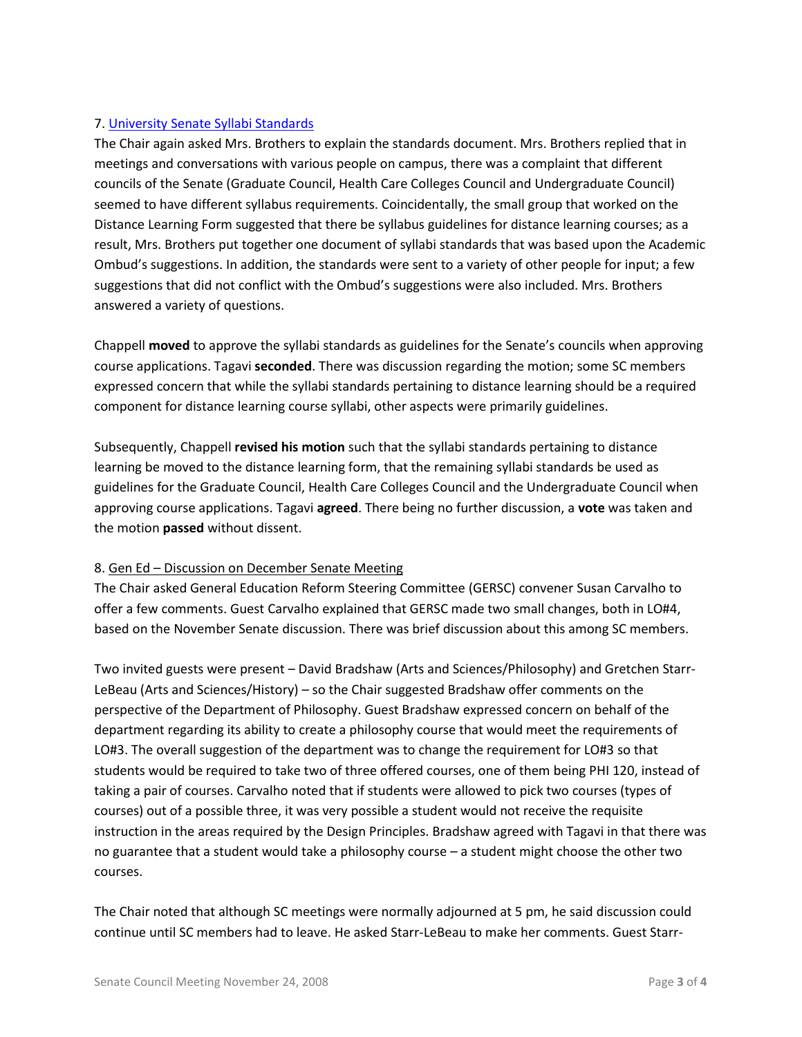7. [University Senate Syllabi Standards]()

The Chair again asked Mrs. Brothers to explain the standards document. Mrs. Brothers replied that in meetings and conversations with various people on campus, there was a complaint that different councils of the Senate (Graduate Council, Health Care Colleges Council and Undergraduate Council) seemed to have different syllabus requirements. Coincidentally, the small group that worked on the Distance Learning Form suggested that there be syllabus guidelines for distance learning courses; as a result, Mrs. Brothers put together one document of syllabi standards that was based upon the Academic Ombud's suggestions. In addition, the standards were sent to a variety of other people for input; a few suggestions that did not conflict with the Ombud's suggestions were also included. Mrs. Brothers answered a variety of questions.

Chappell **moved** to approve the syllabi standards as guidelines for the Senate's councils when approving course applications. Tagavi **seconded**. There was discussion regarding the motion; some SC members expressed concern that while the syllabi standards pertaining to distance learning should be a required component for distance learning course syllabi, other aspects were primarily guidelines.

Subsequently, Chappell **revised his motion** such that the syllabi standards pertaining to distance learning be moved to the distance learning form, that the remaining syllabi standards be used as guidelines for the Graduate Council, Health Care Colleges Council and the Undergraduate Council when approving course applications. Tagavi **agreed**. There being no further discussion, a **vote** was taken and the motion **passed** without dissent.

8. Gen Ed – Discussion on December Senate Meeting

The Chair asked General Education Reform Steering Committee (GERSC) convener Susan Carvalho to offer a few comments. Guest Carvalho explained that GERSC made two small changes, both in LO#4, based on the November Senate discussion. There was brief discussion about this among SC members.

Two invited guests were present – David Bradshaw (Arts and Sciences/Philosophy) and Gretchen Starr-LeBeau (Arts and Sciences/History) – so the Chair suggested Bradshaw offer comments on the perspective of the Department of Philosophy. Guest Bradshaw expressed concern on behalf of the department regarding its ability to create a philosophy course that would meet the requirements of LO#3. The overall suggestion of the department was to change the requirement for LO#3 so that students would be required to take two of three offered courses, one of them being PHI 120, instead of taking a pair of courses. Carvalho noted that if students were allowed to pick two courses (types of courses) out of a possible three, it was very possible a student would not receive the requisite instruction in the areas required by the Design Principles. Bradshaw agreed with Tagavi in that there was no guarantee that a student would take a philosophy course – a student might choose the other two courses.

The Chair noted that although SC meetings were normally adjourned at 5 pm, he said discussion could continue until SC members had to leave. He asked Starr-LeBeau to make her comments. Guest Starr-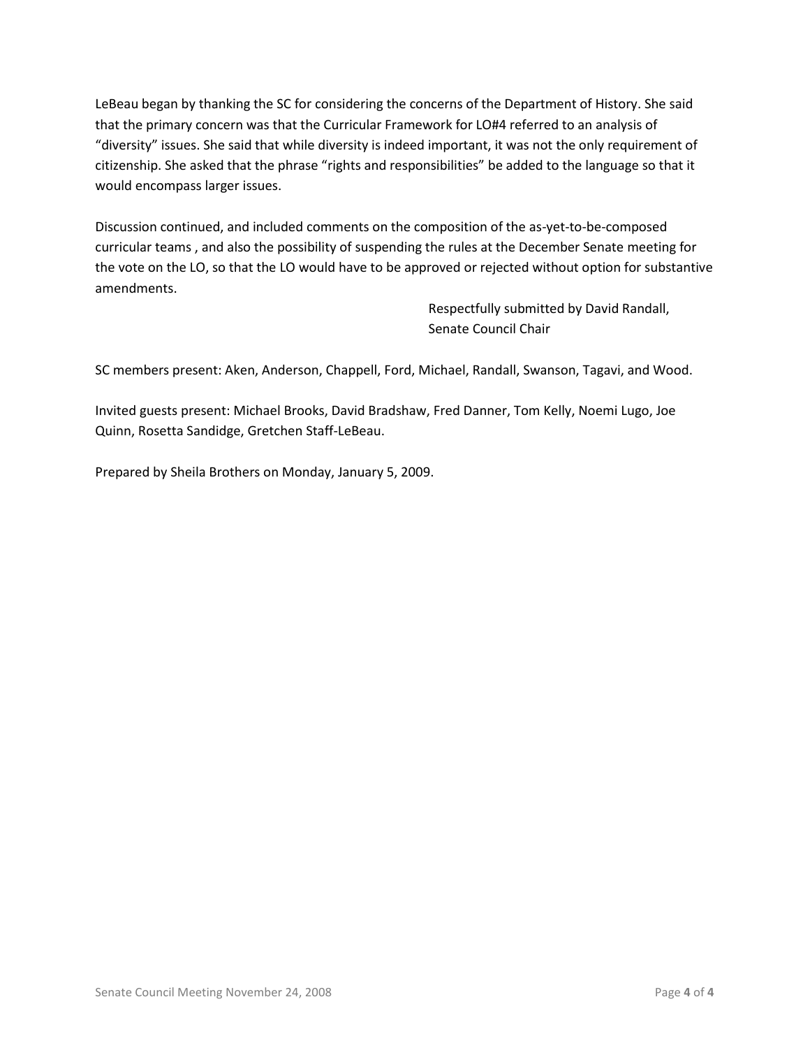LeBeau began by thanking the SC for considering the concerns of the Department of History. She said that the primary concern was that the Curricular Framework for LO#4 referred to an analysis of "diversity" issues. She said that while diversity is indeed important, it was not the only requirement of citizenship. She asked that the phrase "rights and responsibilities" be added to the language so that it would encompass larger issues.

Discussion continued, and included comments on the composition of the as-yet-to-be-composed curricular teams , and also the possibility of suspending the rules at the December Senate meeting for the vote on the LO, so that the LO would have to be approved or rejected without option for substantive amendments.

Respectfully submitted by David Randall,
Senate Council Chair

SC members present: Aken, Anderson, Chappell, Ford, Michael, Randall, Swanson, Tagavi, and Wood.

Invited guests present: Michael Brooks, David Bradshaw, Fred Danner, Tom Kelly, Noemi Lugo, Joe Quinn, Rosetta Sandidge, Gretchen Staff-LeBeau.

Prepared by Sheila Brothers on Monday, January 5, 2009.